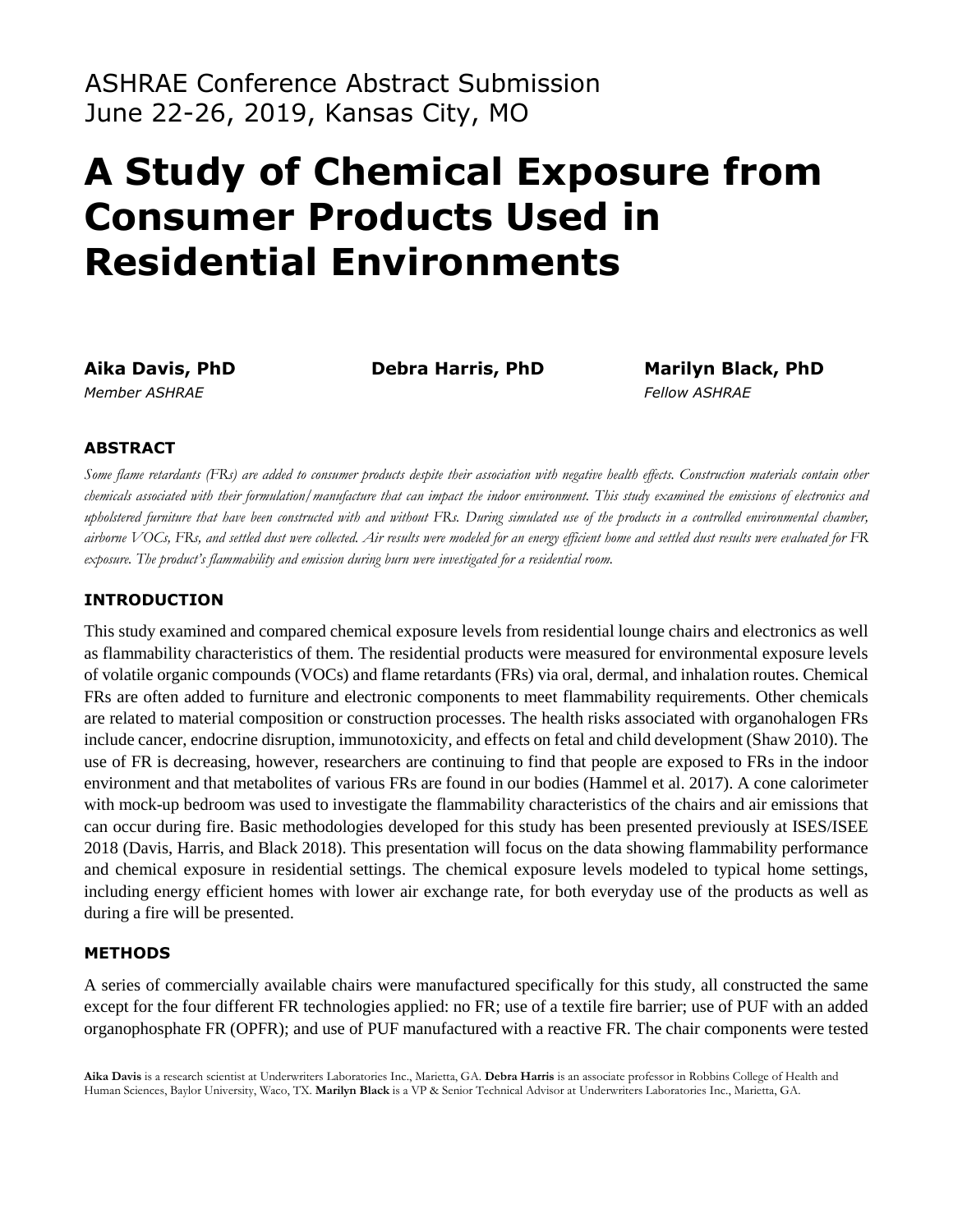ASHRAE Conference Abstract Submission
June 22-26, 2019, Kansas City, MO

# A Study of Chemical Exposure from Consumer Products Used in Residential Environments

**Aika Davis, PhD**
*Member ASHRAE*

**Debra Harris, PhD**

**Marilyn Black, PhD**
*Fellow ASHRAE*

## ABSTRACT

*Some flame retardants (FRs) are added to consumer products despite their association with negative health effects. Construction materials contain other chemicals associated with their formulation/manufacture that can impact the indoor environment. This study examined the emissions of electronics and upholstered furniture that have been constructed with and without FRs. During simulated use of the products in a controlled environmental chamber, airborne VOCs, FRs, and settled dust were collected. Air results were modeled for an energy efficient home and settled dust results were evaluated for FR exposure. The product's flammability and emission during burn were investigated for a residential room.*

## INTRODUCTION

This study examined and compared chemical exposure levels from residential lounge chairs and electronics as well as flammability characteristics of them. The residential products were measured for environmental exposure levels of volatile organic compounds (VOCs) and flame retardants (FRs) via oral, dermal, and inhalation routes. Chemical FRs are often added to furniture and electronic components to meet flammability requirements. Other chemicals are related to material composition or construction processes. The health risks associated with organohalogen FRs include cancer, endocrine disruption, immunotoxicity, and effects on fetal and child development (Shaw 2010). The use of FR is decreasing, however, researchers are continuing to find that people are exposed to FRs in the indoor environment and that metabolites of various FRs are found in our bodies (Hammel et al. 2017). A cone calorimeter with mock-up bedroom was used to investigate the flammability characteristics of the chairs and air emissions that can occur during fire. Basic methodologies developed for this study has been presented previously at ISES/ISEE 2018 (Davis, Harris, and Black 2018). This presentation will focus on the data showing flammability performance and chemical exposure in residential settings. The chemical exposure levels modeled to typical home settings, including energy efficient homes with lower air exchange rate, for both everyday use of the products as well as during a fire will be presented.

## METHODS

A series of commercially available chairs were manufactured specifically for this study, all constructed the same except for the four different FR technologies applied: no FR; use of a textile fire barrier; use of PUF with an added organophosphate FR (OPFR); and use of PUF manufactured with a reactive FR. The chair components were tested

**Aika Davis** is a research scientist at Underwriters Laboratories Inc., Marietta, GA. **Debra Harris** is an associate professor in Robbins College of Health and Human Sciences, Baylor University, Waco, TX. **Marilyn Black** is a VP & Senior Technical Advisor at Underwriters Laboratories Inc., Marietta, GA.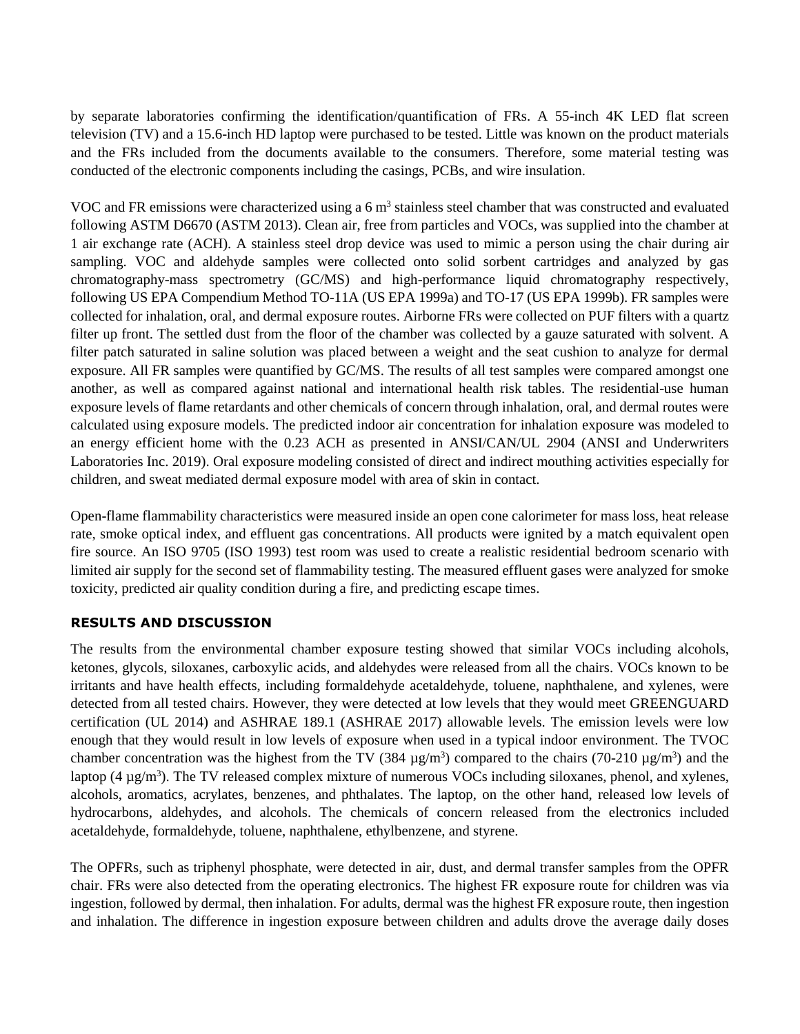by separate laboratories confirming the identification/quantification of FRs. A 55-inch 4K LED flat screen television (TV) and a 15.6-inch HD laptop were purchased to be tested. Little was known on the product materials and the FRs included from the documents available to the consumers. Therefore, some material testing was conducted of the electronic components including the casings, PCBs, and wire insulation.

VOC and FR emissions were characterized using a 6 $m^3$ stainless steel chamber that was constructed and evaluated following ASTM D6670 (ASTM 2013). Clean air, free from particles and VOCs, was supplied into the chamber at 1 air exchange rate (ACH). A stainless steel drop device was used to mimic a person using the chair during air sampling. VOC and aldehyde samples were collected onto solid sorbent cartridges and analyzed by gas chromatography-mass spectrometry (GC/MS) and high-performance liquid chromatography respectively, following US EPA Compendium Method TO-11A (US EPA 1999a) and TO-17 (US EPA 1999b). FR samples were collected for inhalation, oral, and dermal exposure routes. Airborne FRs were collected on PUF filters with a quartz filter up front. The settled dust from the floor of the chamber was collected by a gauze saturated with solvent. A filter patch saturated in saline solution was placed between a weight and the seat cushion to analyze for dermal exposure. All FR samples were quantified by GC/MS. The results of all test samples were compared amongst one another, as well as compared against national and international health risk tables. The residential-use human exposure levels of flame retardants and other chemicals of concern through inhalation, oral, and dermal routes were calculated using exposure models. The predicted indoor air concentration for inhalation exposure was modeled to an energy efficient home with the 0.23 ACH as presented in ANSI/CAN/UL 2904 (ANSI and Underwriters Laboratories Inc. 2019). Oral exposure modeling consisted of direct and indirect mouthing activities especially for children, and sweat mediated dermal exposure model with area of skin in contact.

Open-flame flammability characteristics were measured inside an open cone calorimeter for mass loss, heat release rate, smoke optical index, and effluent gas concentrations. All products were ignited by a match equivalent open fire source. An ISO 9705 (ISO 1993) test room was used to create a realistic residential bedroom scenario with limited air supply for the second set of flammability testing. The measured effluent gases were analyzed for smoke toxicity, predicted air quality condition during a fire, and predicting escape times.

## RESULTS AND DISCUSSION

The results from the environmental chamber exposure testing showed that similar VOCs including alcohols, ketones, glycols, siloxanes, carboxylic acids, and aldehydes were released from all the chairs. VOCs known to be irritants and have health effects, including formaldehyde acetaldehyde, toluene, naphthalene, and xylenes, were detected from all tested chairs. However, they were detected at low levels that they would meet GREENGUARD certification (UL 2014) and ASHRAE 189.1 (ASHRAE 2017) allowable levels. The emission levels were low enough that they would result in low levels of exposure when used in a typical indoor environment. The TVOC chamber concentration was the highest from the TV (384 $\mu g/m^3$) compared to the chairs (70-210 $\mu g/m^3$) and the laptop (4 $\mu g/m^3$). The TV released complex mixture of numerous VOCs including siloxanes, phenol, and xylenes, alcohols, aromatics, acrylates, benzenes, and phthalates. The laptop, on the other hand, released low levels of hydrocarbons, aldehydes, and alcohols. The chemicals of concern released from the electronics included acetaldehyde, formaldehyde, toluene, naphthalene, ethylbenzene, and styrene.

The OPFRs, such as triphenyl phosphate, were detected in air, dust, and dermal transfer samples from the OPFR chair. FRs were also detected from the operating electronics. The highest FR exposure route for children was via ingestion, followed by dermal, then inhalation. For adults, dermal was the highest FR exposure route, then ingestion and inhalation. The difference in ingestion exposure between children and adults drove the average daily doses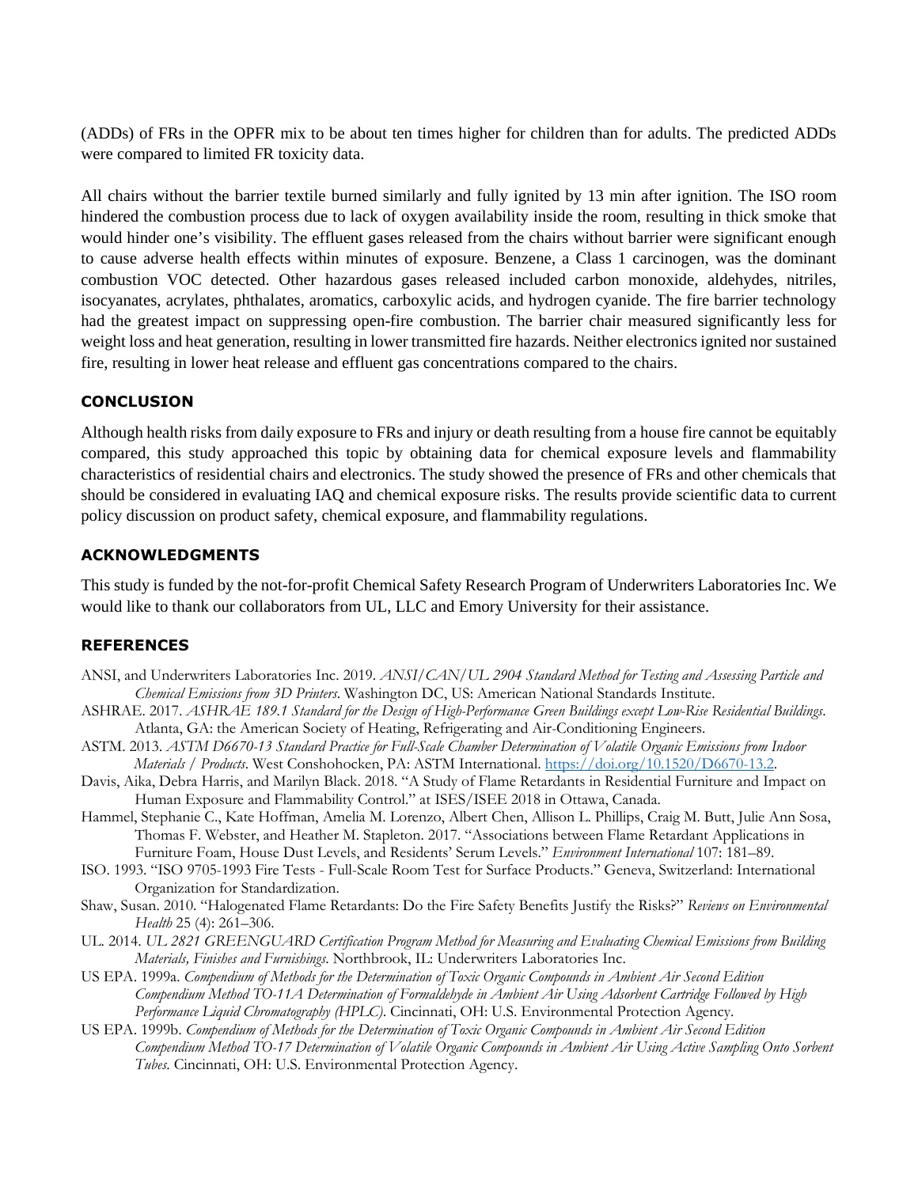(ADDs) of FRs in the OPFR mix to be about ten times higher for children than for adults. The predicted ADDs were compared to limited FR toxicity data.

All chairs without the barrier textile burned similarly and fully ignited by 13 min after ignition. The ISO room hindered the combustion process due to lack of oxygen availability inside the room, resulting in thick smoke that would hinder one's visibility. The effluent gases released from the chairs without barrier were significant enough to cause adverse health effects within minutes of exposure. Benzene, a Class 1 carcinogen, was the dominant combustion VOC detected. Other hazardous gases released included carbon monoxide, aldehydes, nitriles, isocyanates, acrylates, phthalates, aromatics, carboxylic acids, and hydrogen cyanide. The fire barrier technology had the greatest impact on suppressing open-fire combustion. The barrier chair measured significantly less for weight loss and heat generation, resulting in lower transmitted fire hazards. Neither electronics ignited nor sustained fire, resulting in lower heat release and effluent gas concentrations compared to the chairs.

## CONCLUSION

Although health risks from daily exposure to FRs and injury or death resulting from a house fire cannot be equitably compared, this study approached this topic by obtaining data for chemical exposure levels and flammability characteristics of residential chairs and electronics. The study showed the presence of FRs and other chemicals that should be considered in evaluating IAQ and chemical exposure risks. The results provide scientific data to current policy discussion on product safety, chemical exposure, and flammability regulations.

## ACKNOWLEDGMENTS

This study is funded by the not-for-profit Chemical Safety Research Program of Underwriters Laboratories Inc. We would like to thank our collaborators from UL, LLC and Emory University for their assistance.

## REFERENCES

ANSI, and Underwriters Laboratories Inc. 2019. *ANSI/CAN/UL 2904 Standard Method for Testing and Assessing Particle and Chemical Emissions from 3D Printers*. Washington DC, US: American National Standards Institute.

ASHRAE. 2017. *ASHRAE 189.1 Standard for the Design of High-Performance Green Buildings except Low-Rise Residential Buildings*. Atlanta, GA: the American Society of Heating, Refrigerating and Air-Conditioning Engineers.

ASTM. 2013. *ASTM D6670-13 Standard Practice for Full-Scale Chamber Determination of Volatile Organic Emissions from Indoor Materials / Products*. West Conshohocken, PA: ASTM International. https://doi.org/10.1520/D6670-13.2.

Davis, Aika, Debra Harris, and Marilyn Black. 2018. "A Study of Flame Retardants in Residential Furniture and Impact on Human Exposure and Flammability Control." at ISES/ISEE 2018 in Ottawa, Canada.

Hammel, Stephanie C., Kate Hoffman, Amelia M. Lorenzo, Albert Chen, Allison L. Phillips, Craig M. Butt, Julie Ann Sosa, Thomas F. Webster, and Heather M. Stapleton. 2017. "Associations between Flame Retardant Applications in Furniture Foam, House Dust Levels, and Residents' Serum Levels." *Environment International* 107: 181–89.

ISO. 1993. "ISO 9705-1993 Fire Tests - Full-Scale Room Test for Surface Products." Geneva, Switzerland: International Organization for Standardization.

Shaw, Susan. 2010. "Halogenated Flame Retardants: Do the Fire Safety Benefits Justify the Risks?" *Reviews on Environmental Health* 25 (4): 261–306.

UL. 2014. *UL 2821 GREENGUARD Certification Program Method for Measuring and Evaluating Chemical Emissions from Building Materials, Finishes and Furnishings*. Northbrook, IL: Underwriters Laboratories Inc.

US EPA. 1999a. *Compendium of Methods for the Determination of Toxic Organic Compounds in Ambient Air Second Edition Compendium Method TO-11A Determination of Formaldehyde in Ambient Air Using Adsorbent Cartridge Followed by High Performance Liquid Chromatography (HPLC)*. Cincinnati, OH: U.S. Environmental Protection Agency.

US EPA. 1999b. *Compendium of Methods for the Determination of Toxic Organic Compounds in Ambient Air Second Edition Compendium Method TO-17 Determination of Volatile Organic Compounds in Ambient Air Using Active Sampling Onto Sorbent Tubes*. Cincinnati, OH: U.S. Environmental Protection Agency.